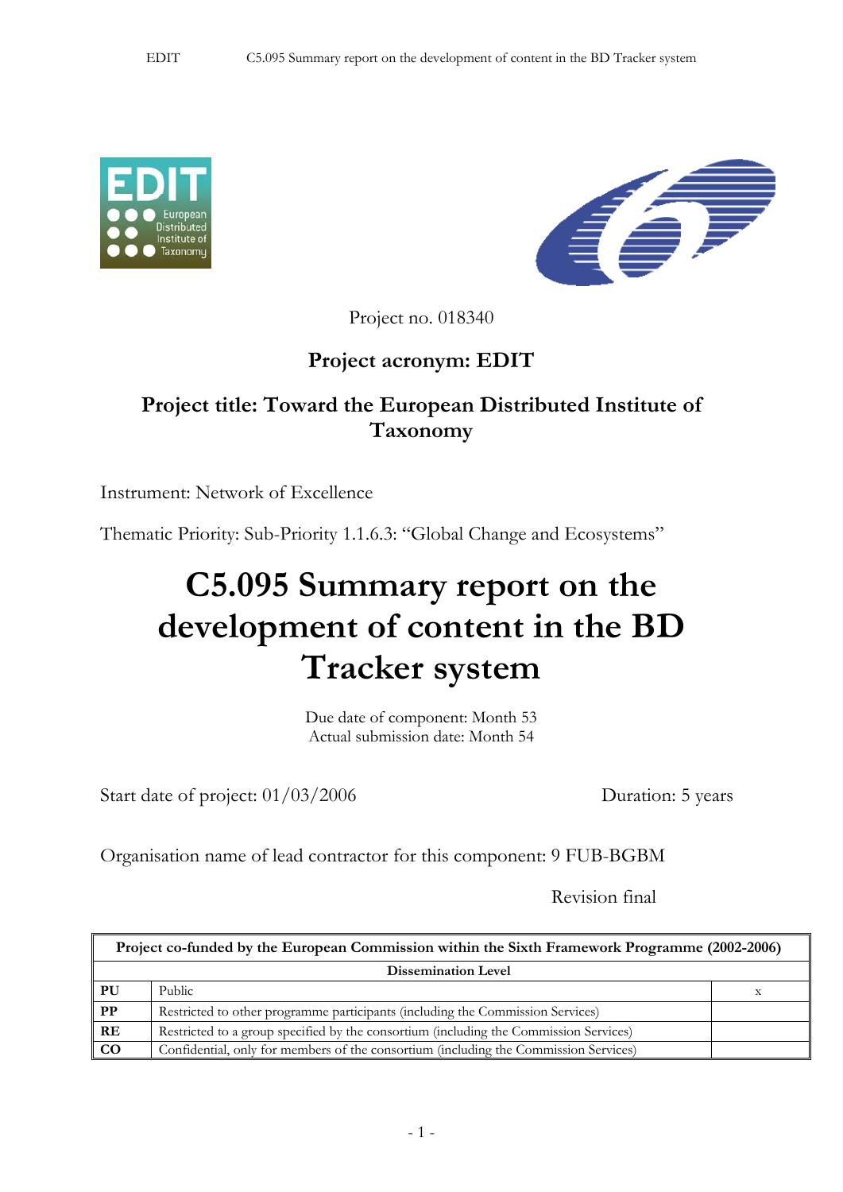Project no. 018340

**Project acronym: EDIT**

**Project title: Toward the European Distributed Institute of Taxonomy**

Instrument: Network of Excellence

Thematic Priority: Sub-Priority 1.1.6.3: "Global Change and Ecosystems"

# C5.095 Summary report on the development of content in the BD Tracker system

Due date of component: Month 53
Actual submission date: Month 54

Start date of project: 01/03/2006 Duration: 5 years

Organisation name of lead contractor for this component: 9 FUB-BGBM

Revision final

| **Project co-funded by the European Commission within the Sixth Framework Programme (2002-2006)** | | |
|---|---|---|
| **Dissemination Level** | | |
| **PU** | Public | x |
| **PP** | Restricted to other programme participants (including the Commission Services) | |
| **RE** | Restricted to a group specified by the consortium (including the Commission Services) | |
| **CO** | Confidential, only for members of the consortium (including the Commission Services) | |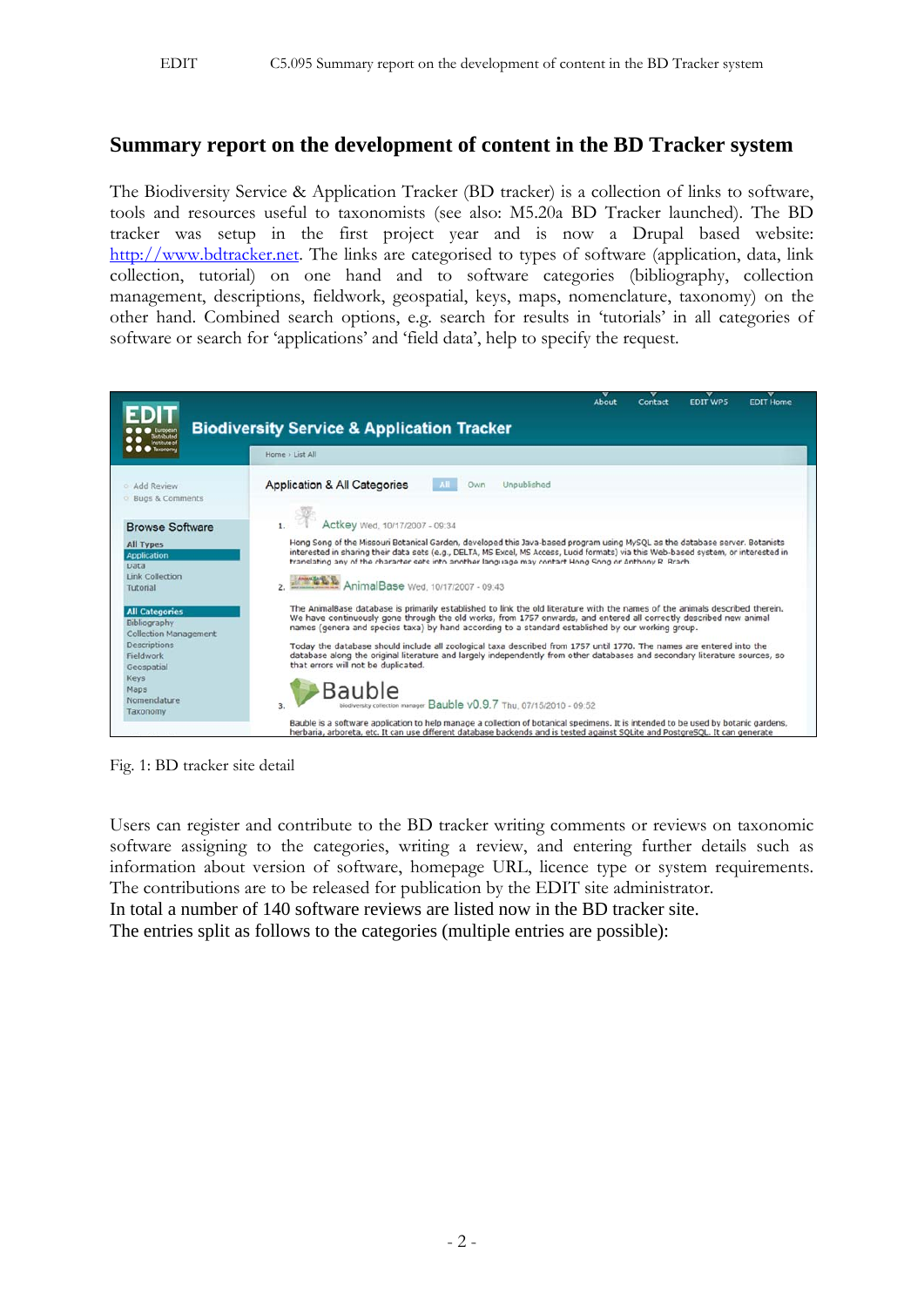## Summary report on the development of content in the BD Tracker system

The Biodiversity Service & Application Tracker (BD tracker) is a collection of links to software, tools and resources useful to taxonomists (see also: M5.20a BD Tracker launched). The BD tracker was setup in the first project year and is now a Drupal based website: http://www.bdtracker.net. The links are categorised to types of software (application, data, link collection, tutorial) on one hand and to software categories (bibliography, collection management, descriptions, fieldwork, geospatial, keys, maps, nomenclature, taxonomy) on the other hand. Combined search options, e.g. search for results in 'tutorials' in all categories of software or search for 'applications' and 'field data', help to specify the request.

Fig. 1: BD tracker site detail

Users can register and contribute to the BD tracker writing comments or reviews on taxonomic software assigning to the categories, writing a review, and entering further details such as information about version of software, homepage URL, licence type or system requirements. The contributions are to be released for publication by the EDIT site administrator.

In total a number of 140 software reviews are listed now in the BD tracker site.

The entries split as follows to the categories (multiple entries are possible):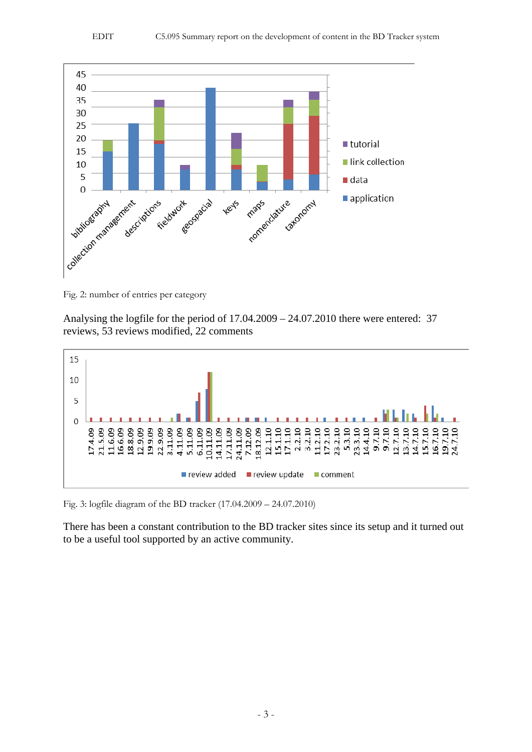45
40
35
30
25
20
15
10
5
0

bibliography
collection management
descriptions
fieldwork
geospacial
keys
maps
nomenclature
taxonomy

tutorial
link collection
data
application

Fig. 2: number of entries per category

Analysing the logfile for the period of 17.04.2009 – 24.07.2010 there were entered: 37 reviews, 53 reviews modified, 22 comments

15
10
5
0

17.4.09
21.5.09
11.6.09
16.6.09
18.8.09
12.9.09
19.9.09
22.9.09
3.11.09
4.11.09
5.11.09
6.11.09
10.11.09
14.11.09
17.11.09
24.11.09
7.12.09
18.12.09
12.1.10
15.1.10
17.1.10
2.2.10
3.2.10
11.2.10
17.2.10
23.2.10
5.3.10
23.3.10
14.4.10
9.7.10
12.7.10
13.7.10
14.7.10
15.7.10
16.7.10
19.7.10
24.7.10

review added
review update
comment

Fig. 3: logfile diagram of the BD tracker (17.04.2009 – 24.07.2010)

There has been a constant contribution to the BD tracker sites since its setup and it turned out to be a useful tool supported by an active community.